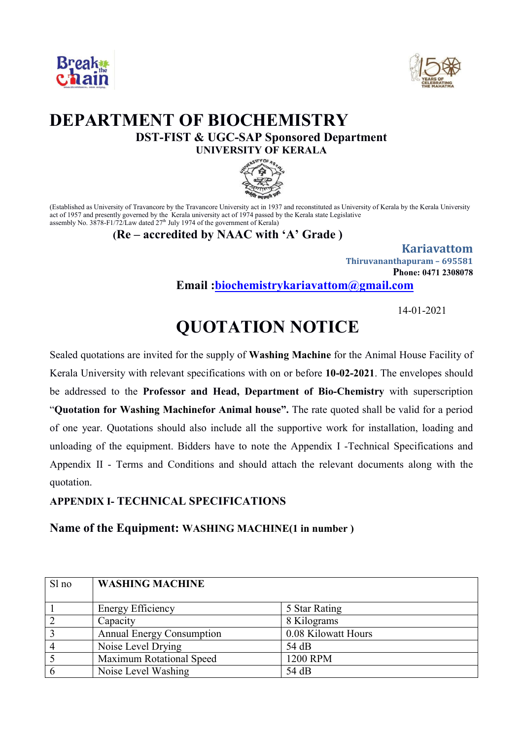# DEPARTMENT OF BIOCHEMISTRY

**DST-FIST & UGC-SAP Sponsored Department**

**UNIVERSITY OF KERALA**

(Established as University of Travancore by the Travancore University act in 1937 and reconstituted as University of Kerala by the Kerala University act of 1957 and presently governed by the Kerala university act of 1974 passed by the Kerala state Legislative assembly No. 3878-F1/72/Law dated 27th July 1974 of the government of Kerala)

**(Re – accredited by NAAC with 'A' Grade )**

**Kariavattom**
**Thiruvananthapuram – 695581**
**Phone: 0471 2308078**

**Email :biochemistrykariavattom@gmail.com**

14-01-2021

# QUOTATION NOTICE

Sealed quotations are invited for the supply of **Washing Machine** for the Animal House Facility of Kerala University with relevant specifications with on or before **10-02-2021**. The envelopes should be addressed to the **Professor and Head, Department of Bio-Chemistry** with superscription "**Quotation for Washing Machinefor Animal house".** The rate quoted shall be valid for a period of one year. Quotations should also include all the supportive work for installation, loading and unloading of the equipment. Bidders have to note the Appendix I -Technical Specifications and Appendix II - Terms and Conditions and should attach the relevant documents along with the quotation.

**APPENDIX I- TECHNICAL SPECIFICATIONS**

**Name of the Equipment: WASHING MACHINE(1 in number )**

| Sl no | WASHING MACHINE | |
|---|---|---|
| 1 | Energy Efficiency | 5 Star Rating |
| 2 | Capacity | 8 Kilograms |
| 3 | Annual Energy Consumption | 0.08 Kilowatt Hours |
| 4 | Noise Level Drying | 54 dB |
| 5 | Maximum Rotational Speed | 1200 RPM |
| 6 | Noise Level Washing | 54 dB |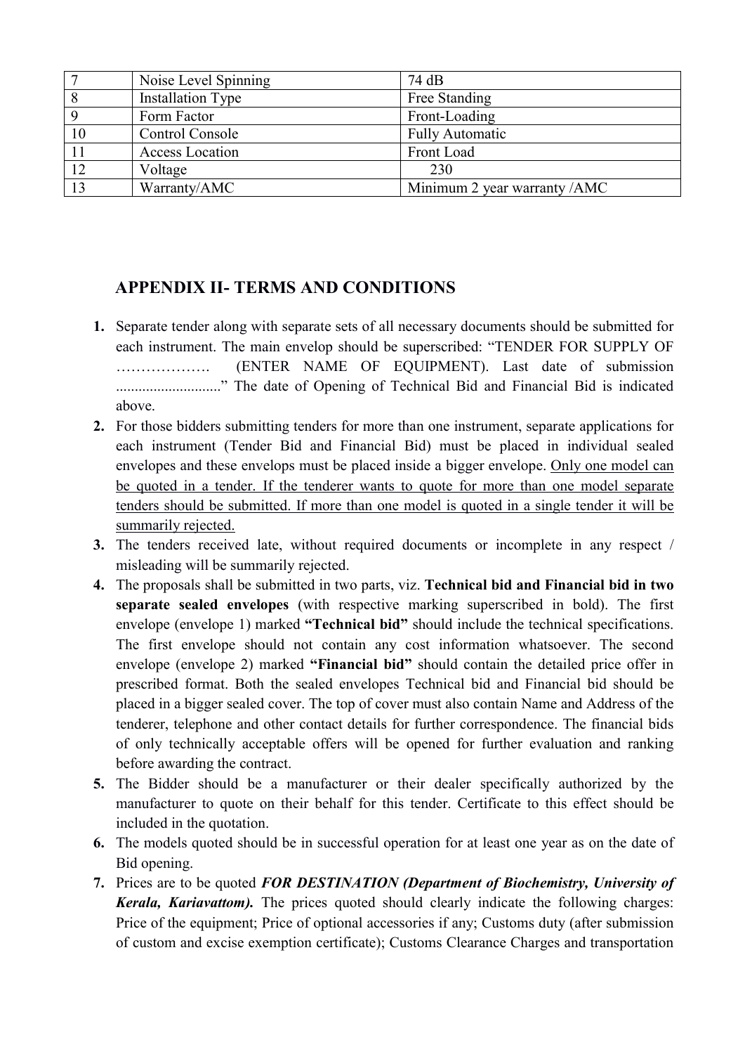| 7 | Noise Level Spinning | 74 dB |
|---|---|---|
| 8 | Installation Type | Free Standing |
| 9 | Form Factor | Front-Loading |
| 10 | Control Console | Fully Automatic |
| 11 | Access Location | Front Load |
| 12 | Voltage | 230 |
| 13 | Warranty/AMC | Minimum 2 year warranty /AMC |

## APPENDIX II- TERMS AND CONDITIONS

1. Separate tender along with separate sets of all necessary documents should be submitted for each instrument. The main envelop should be superscribed: "TENDER FOR SUPPLY OF ………………. (ENTER NAME OF EQUIPMENT). Last date of submission ............................" The date of Opening of Technical Bid and Financial Bid is indicated above.
2. For those bidders submitting tenders for more than one instrument, separate applications for each instrument (Tender Bid and Financial Bid) must be placed in individual sealed envelopes and these envelops must be placed inside a bigger envelope. Only one model can be quoted in a tender. If the tenderer wants to quote for more than one model separate tenders should be submitted. If more than one model is quoted in a single tender it will be summarily rejected.
3. The tenders received late, without required documents or incomplete in any respect / misleading will be summarily rejected.
4. The proposals shall be submitted in two parts, viz. **Technical bid and Financial bid in two separate sealed envelopes** (with respective marking superscribed in bold). The first envelope (envelope 1) marked **"Technical bid"** should include the technical specifications. The first envelope should not contain any cost information whatsoever. The second envelope (envelope 2) marked **"Financial bid"** should contain the detailed price offer in prescribed format. Both the sealed envelopes Technical bid and Financial bid should be placed in a bigger sealed cover. The top of cover must also contain Name and Address of the tenderer, telephone and other contact details for further correspondence. The financial bids of only technically acceptable offers will be opened for further evaluation and ranking before awarding the contract.
5. The Bidder should be a manufacturer or their dealer specifically authorized by the manufacturer to quote on their behalf for this tender. Certificate to this effect should be included in the quotation.
6. The models quoted should be in successful operation for at least one year as on the date of Bid opening.
7. Prices are to be quoted ***FOR DESTINATION (Department of Biochemistry, University of Kerala, Kariavattom).*** The prices quoted should clearly indicate the following charges: Price of the equipment; Price of optional accessories if any; Customs duty (after submission of custom and excise exemption certificate); Customs Clearance Charges and transportation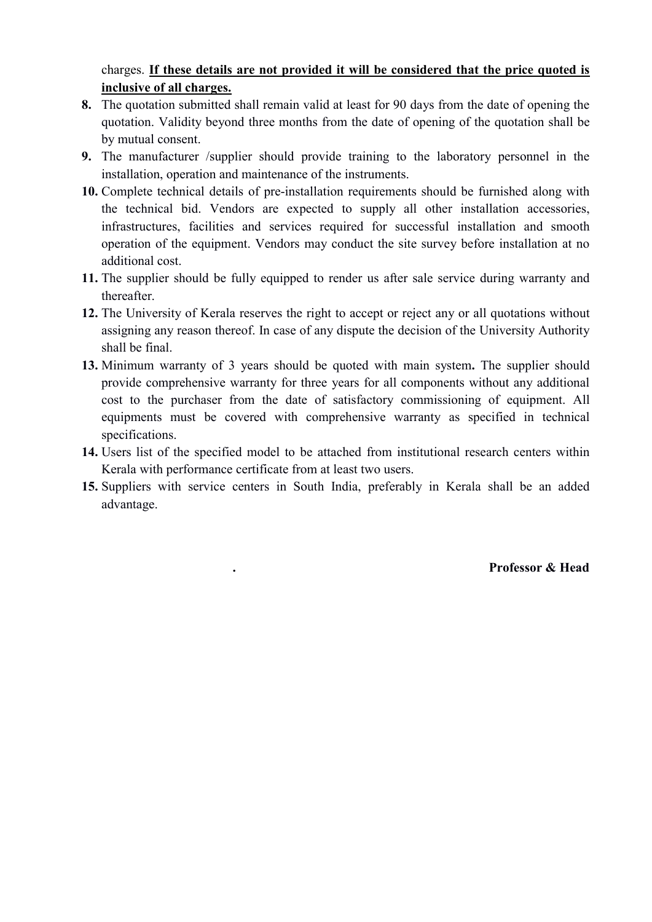charges. **<u>If these details are not provided it will be considered that the price quoted is inclusive of all charges.</u>**

8. The quotation submitted shall remain valid at least for 90 days from the date of opening the quotation. Validity beyond three months from the date of opening of the quotation shall be by mutual consent.
9. The manufacturer /supplier should provide training to the laboratory personnel in the installation, operation and maintenance of the instruments.
10. Complete technical details of pre-installation requirements should be furnished along with the technical bid. Vendors are expected to supply all other installation accessories, infrastructures, facilities and services required for successful installation and smooth operation of the equipment. Vendors may conduct the site survey before installation at no additional cost.
11. The supplier should be fully equipped to render us after sale service during warranty and thereafter.
12. The University of Kerala reserves the right to accept or reject any or all quotations without assigning any reason thereof. In case of any dispute the decision of the University Authority shall be final.
13. Minimum warranty of 3 years should be quoted with main system**.** The supplier should provide comprehensive warranty for three years for all components without any additional cost to the purchaser from the date of satisfactory commissioning of equipment. All equipments must be covered with comprehensive warranty as specified in technical specifications.
14. Users list of the specified model to be attached from institutional research centers within Kerala with performance certificate from at least two users.
15. Suppliers with service centers in South India, preferably in Kerala shall be an added advantage.

**Professor & Head**